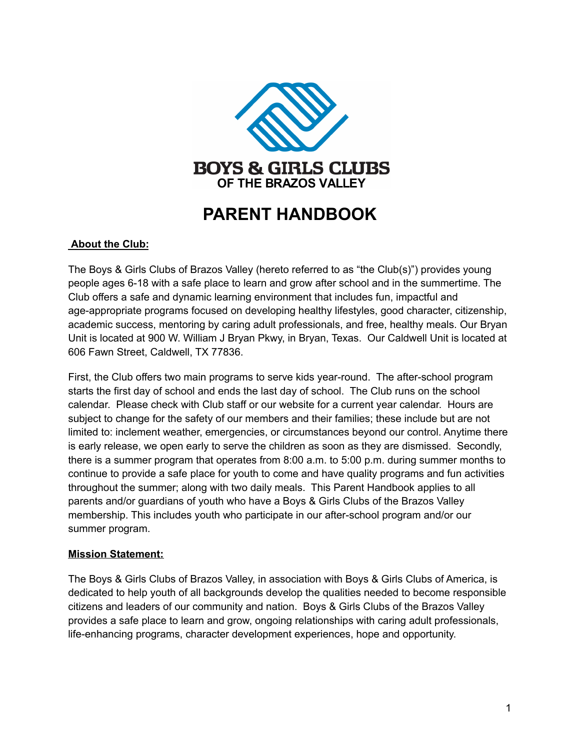BOYS & GIRLS CLUBS
OF THE BRAZOS VALLEY

# PARENT HANDBOOK

**About the Club:**

The Boys & Girls Clubs of Brazos Valley (hereto referred to as "the Club(s)") provides young people ages 6-18 with a safe place to learn and grow after school and in the summertime. The Club offers a safe and dynamic learning environment that includes fun, impactful and age-appropriate programs focused on developing healthy lifestyles, good character, citizenship, academic success, mentoring by caring adult professionals, and free, healthy meals. Our Bryan Unit is located at 900 W. William J Bryan Pkwy, in Bryan, Texas. Our Caldwell Unit is located at 606 Fawn Street, Caldwell, TX 77836.

First, the Club offers two main programs to serve kids year-round. The after-school program starts the first day of school and ends the last day of school. The Club runs on the school calendar. Please check with Club staff or our website for a current year calendar. Hours are subject to change for the safety of our members and their families; these include but are not limited to: inclement weather, emergencies, or circumstances beyond our control. Anytime there is early release, we open early to serve the children as soon as they are dismissed. Secondly, there is a summer program that operates from 8:00 a.m. to 5:00 p.m. during summer months to continue to provide a safe place for youth to come and have quality programs and fun activities throughout the summer; along with two daily meals. This Parent Handbook applies to all parents and/or guardians of youth who have a Boys & Girls Clubs of the Brazos Valley membership. This includes youth who participate in our after-school program and/or our summer program.

**Mission Statement:**

The Boys & Girls Clubs of Brazos Valley, in association with Boys & Girls Clubs of America, is dedicated to help youth of all backgrounds develop the qualities needed to become responsible citizens and leaders of our community and nation. Boys & Girls Clubs of the Brazos Valley provides a safe place to learn and grow, ongoing relationships with caring adult professionals, life-enhancing programs, character development experiences, hope and opportunity.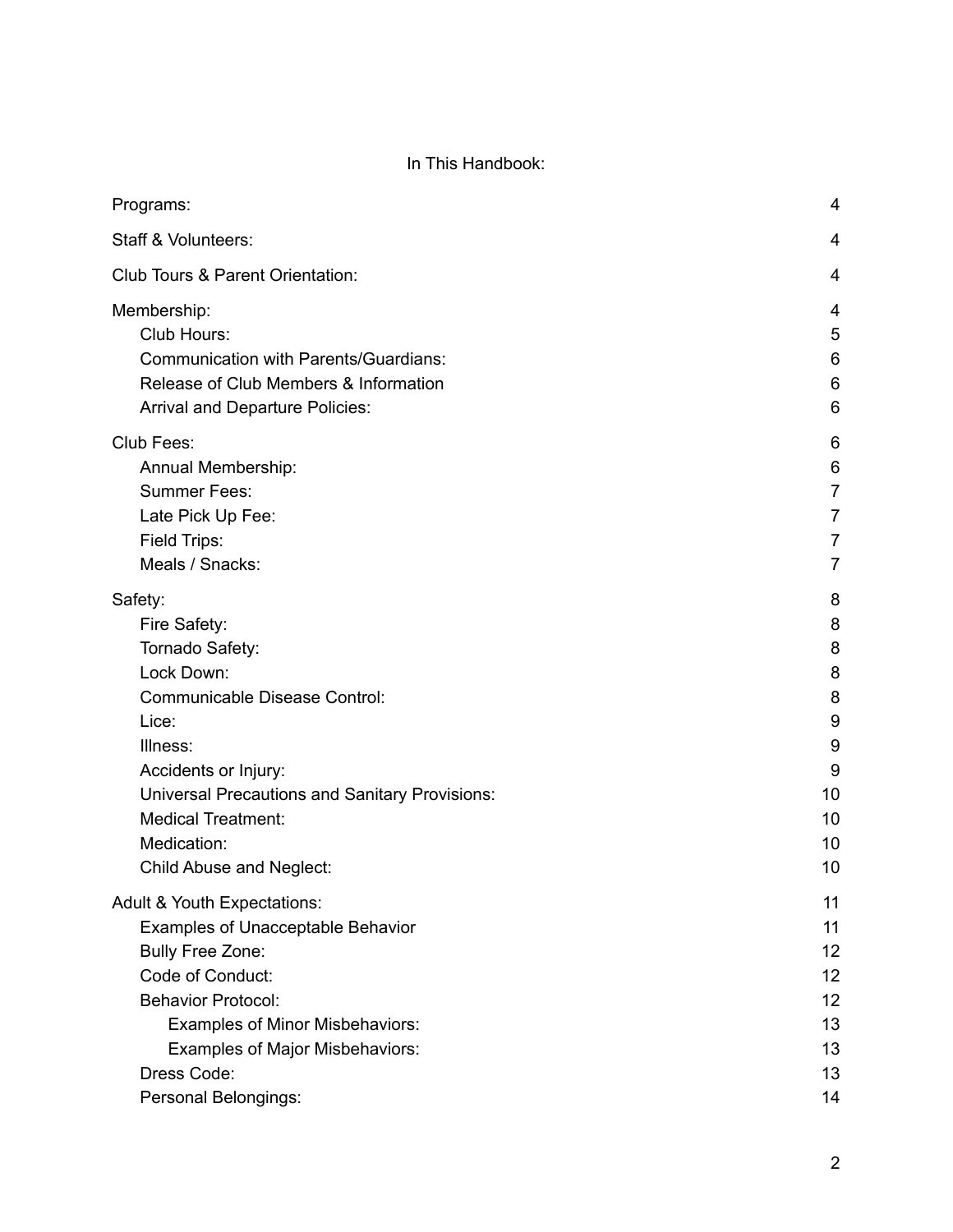In This Handbook:

| | |
|---|---|
| Programs: | 4 |
| Staff & Volunteers: | 4 |
| Club Tours & Parent Orientation: | 4 |
| Membership: | 4 |
| Club Hours: | 5 |
| Communication with Parents/Guardians: | 6 |
| Release of Club Members & Information | 6 |
| Arrival and Departure Policies: | 6 |
| Club Fees: | 6 |
| Annual Membership: | 6 |
| Summer Fees: | 7 |
| Late Pick Up Fee: | 7 |
| Field Trips: | 7 |
| Meals / Snacks: | 7 |
| Safety: | 8 |
| Fire Safety: | 8 |
| Tornado Safety: | 8 |
| Lock Down: | 8 |
| Communicable Disease Control: | 8 |
| Lice: | 9 |
| Illness: | 9 |
| Accidents or Injury: | 9 |
| Universal Precautions and Sanitary Provisions: | 10 |
| Medical Treatment: | 10 |
| Medication: | 10 |
| Child Abuse and Neglect: | 10 |
| Adult & Youth Expectations: | 11 |
| Examples of Unacceptable Behavior | 11 |
| Bully Free Zone: | 12 |
| Code of Conduct: | 12 |
| Behavior Protocol: | 12 |
| Examples of Minor Misbehaviors: | 13 |
| Examples of Major Misbehaviors: | 13 |
| Dress Code: | 13 |
| Personal Belongings: | 14 |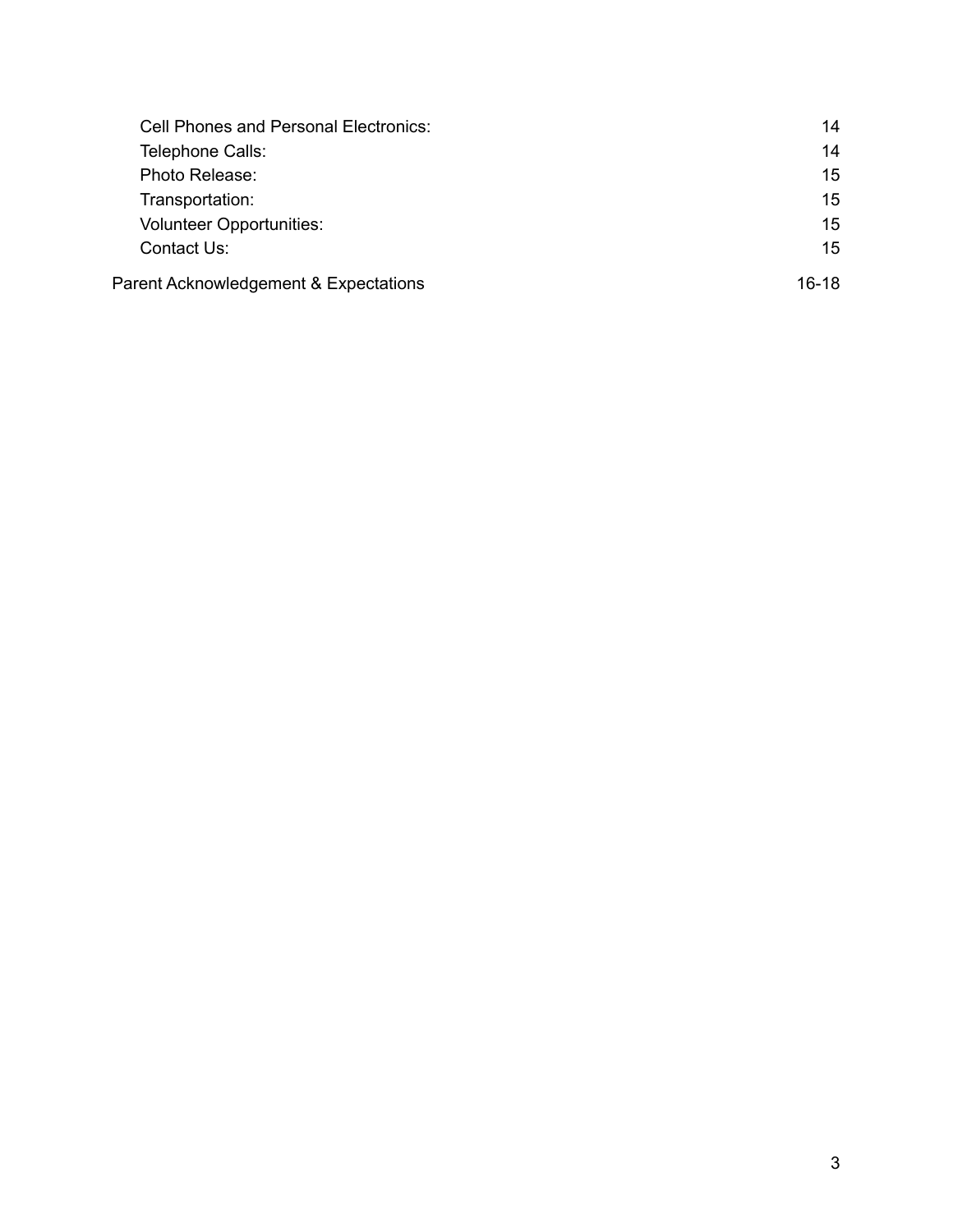| | |
|---|---|
| Cell Phones and Personal Electronics: | 14 |
| Telephone Calls: | 14 |
| Photo Release: | 15 |
| Transportation: | 15 |
| Volunteer Opportunities: | 15 |
| Contact Us: | 15 |
| Parent Acknowledgement & Expectations | 16-18 |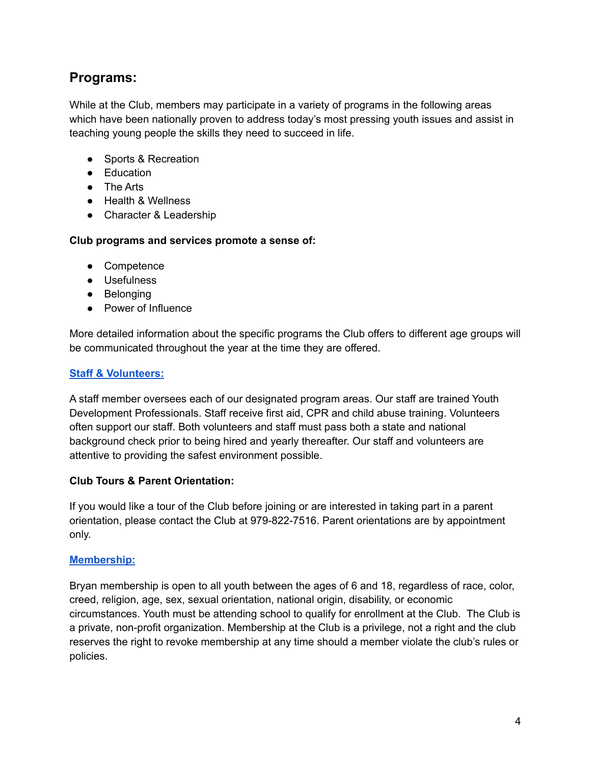## Programs:

While at the Club, members may participate in a variety of programs in the following areas which have been nationally proven to address today's most pressing youth issues and assist in teaching young people the skills they need to succeed in life.

- Sports & Recreation
- Education
- The Arts
- Health & Wellness
- Character & Leadership

**Club programs and services promote a sense of:**

- Competence
- Usefulness
- Belonging
- Power of Influence

More detailed information about the specific programs the Club offers to different age groups will be communicated throughout the year at the time they are offered.

### Staff & Volunteers:

A staff member oversees each of our designated program areas. Our staff are trained Youth Development Professionals. Staff receive first aid, CPR and child abuse training. Volunteers often support our staff. Both volunteers and staff must pass both a state and national background check prior to being hired and yearly thereafter. Our staff and volunteers are attentive to providing the safest environment possible.

### Club Tours & Parent Orientation:

If you would like a tour of the Club before joining or are interested in taking part in a parent orientation, please contact the Club at 979-822-7516. Parent orientations are by appointment only.

### Membership:

Bryan membership is open to all youth between the ages of 6 and 18, regardless of race, color, creed, religion, age, sex, sexual orientation, national origin, disability, or economic circumstances. Youth must be attending school to qualify for enrollment at the Club. The Club is a private, non-profit organization. Membership at the Club is a privilege, not a right and the club reserves the right to revoke membership at any time should a member violate the club's rules or policies.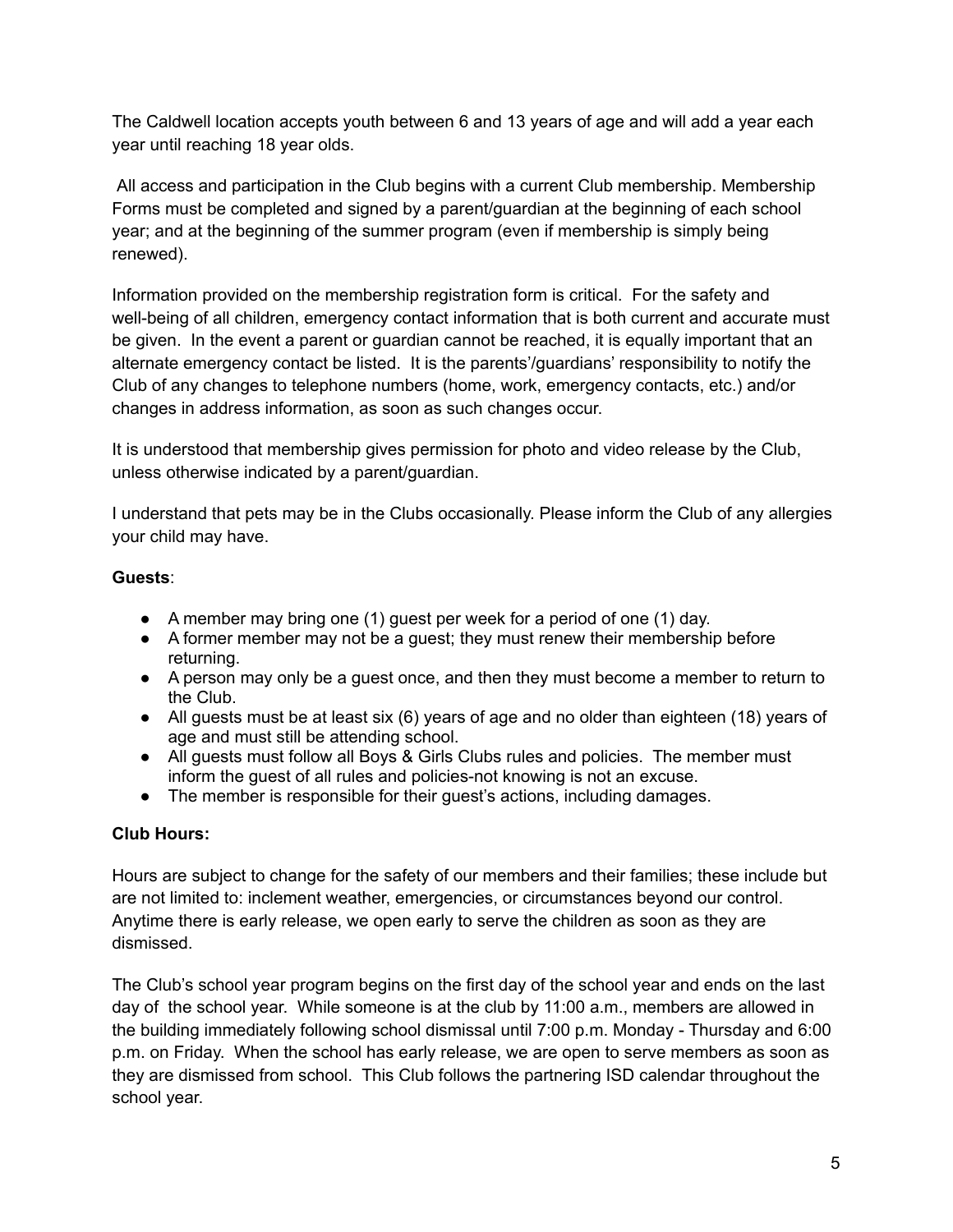The Caldwell location accepts youth between 6 and 13 years of age and will add a year each year until reaching 18 year olds.

All access and participation in the Club begins with a current Club membership. Membership Forms must be completed and signed by a parent/guardian at the beginning of each school year; and at the beginning of the summer program (even if membership is simply being renewed).

Information provided on the membership registration form is critical. For the safety and well-being of all children, emergency contact information that is both current and accurate must be given. In the event a parent or guardian cannot be reached, it is equally important that an alternate emergency contact be listed. It is the parents'/guardians' responsibility to notify the Club of any changes to telephone numbers (home, work, emergency contacts, etc.) and/or changes in address information, as soon as such changes occur.

It is understood that membership gives permission for photo and video release by the Club, unless otherwise indicated by a parent/guardian.

I understand that pets may be in the Clubs occasionally. Please inform the Club of any allergies your child may have.

**Guests**:

- A member may bring one (1) guest per week for a period of one (1) day.
- A former member may not be a guest; they must renew their membership before returning.
- A person may only be a guest once, and then they must become a member to return to the Club.
- All guests must be at least six (6) years of age and no older than eighteen (18) years of age and must still be attending school.
- All guests must follow all Boys & Girls Clubs rules and policies. The member must inform the guest of all rules and policies-not knowing is not an excuse.
- The member is responsible for their guest's actions, including damages.

**Club Hours:**

Hours are subject to change for the safety of our members and their families; these include but are not limited to: inclement weather, emergencies, or circumstances beyond our control. Anytime there is early release, we open early to serve the children as soon as they are dismissed.

The Club's school year program begins on the first day of the school year and ends on the last day of the school year. While someone is at the club by 11:00 a.m., members are allowed in the building immediately following school dismissal until 7:00 p.m. Monday - Thursday and 6:00 p.m. on Friday. When the school has early release, we are open to serve members as soon as they are dismissed from school. This Club follows the partnering ISD calendar throughout the school year.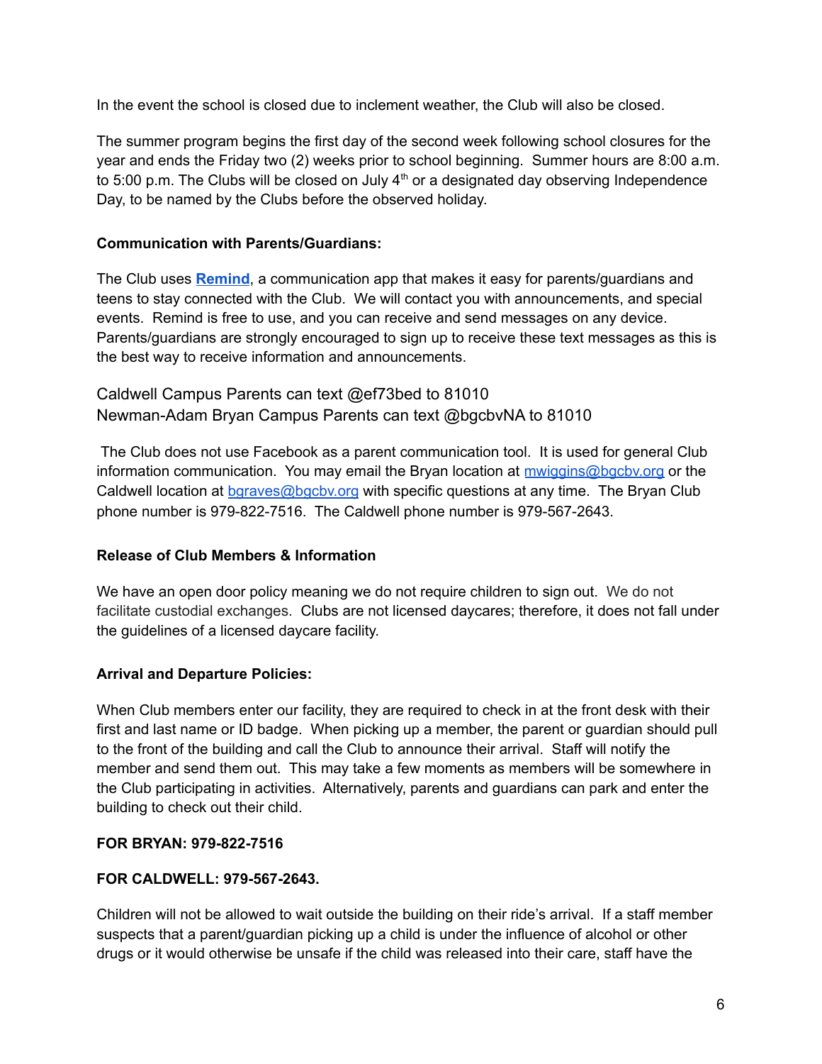In the event the school is closed due to inclement weather, the Club will also be closed.

The summer program begins the first day of the second week following school closures for the year and ends the Friday two (2) weeks prior to school beginning. Summer hours are 8:00 a.m. to 5:00 p.m. The Clubs will be closed on July 4th or a designated day observing Independence Day, to be named by the Clubs before the observed holiday.

**Communication with Parents/Guardians:**

The Club uses **[Remind](Remind)**, a communication app that makes it easy for parents/guardians and teens to stay connected with the Club. We will contact you with announcements, and special events. Remind is free to use, and you can receive and send messages on any device. Parents/guardians are strongly encouraged to sign up to receive these text messages as this is the best way to receive information and announcements.

Caldwell Campus Parents can text @ef73bed to 81010
Newman-Adam Bryan Campus Parents can text @bgcbvNA to 81010

The Club does not use Facebook as a parent communication tool. It is used for general Club information communication. You may email the Bryan location at mwiggins@bgcbv.org or the Caldwell location at bgraves@bgcbv.org with specific questions at any time. The Bryan Club phone number is 979-822-7516. The Caldwell phone number is 979-567-2643.

**Release of Club Members & Information**

We have an open door policy meaning we do not require children to sign out. We do not facilitate custodial exchanges. Clubs are not licensed daycares; therefore, it does not fall under the guidelines of a licensed daycare facility.

**Arrival and Departure Policies:**

When Club members enter our facility, they are required to check in at the front desk with their first and last name or ID badge. When picking up a member, the parent or guardian should pull to the front of the building and call the Club to announce their arrival. Staff will notify the member and send them out. This may take a few moments as members will be somewhere in the Club participating in activities. Alternatively, parents and guardians can park and enter the building to check out their child.

**FOR BRYAN: 979-822-7516**

**FOR CALDWELL: 979-567-2643.**

Children will not be allowed to wait outside the building on their ride's arrival. If a staff member suspects that a parent/guardian picking up a child is under the influence of alcohol or other drugs or it would otherwise be unsafe if the child was released into their care, staff have the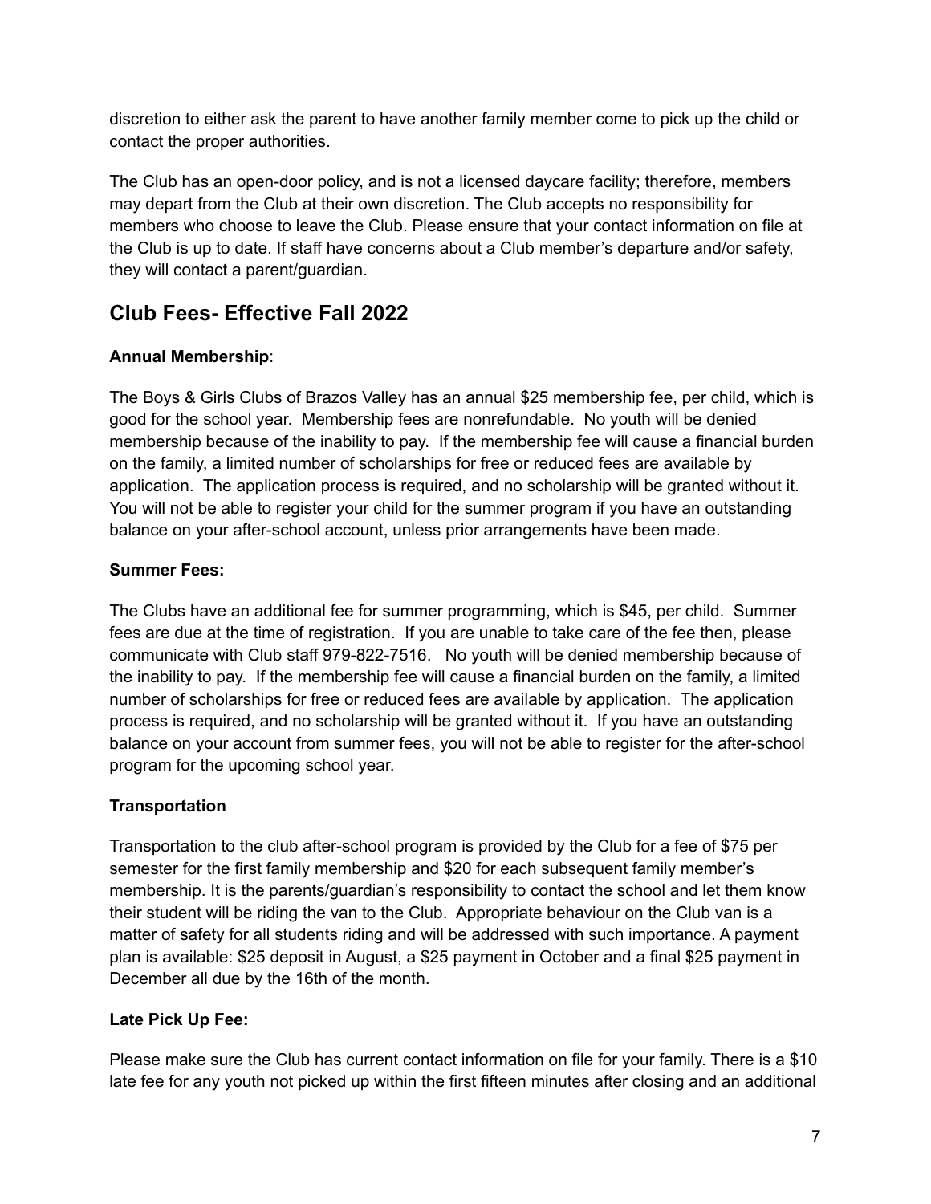discretion to either ask the parent to have another family member come to pick up the child or contact the proper authorities.

The Club has an open-door policy, and is not a licensed daycare facility; therefore, members may depart from the Club at their own discretion. The Club accepts no responsibility for members who choose to leave the Club. Please ensure that your contact information on file at the Club is up to date. If staff have concerns about a Club member's departure and/or safety, they will contact a parent/guardian.

## Club Fees- Effective Fall 2022

**Annual Membership**:

The Boys & Girls Clubs of Brazos Valley has an annual $25 membership fee, per child, which is good for the school year. Membership fees are nonrefundable. No youth will be denied membership because of the inability to pay. If the membership fee will cause a financial burden on the family, a limited number of scholarships for free or reduced fees are available by application. The application process is required, and no scholarship will be granted without it. You will not be able to register your child for the summer program if you have an outstanding balance on your after-school account, unless prior arrangements have been made.

**Summer Fees:**

The Clubs have an additional fee for summer programming, which is $45, per child. Summer fees are due at the time of registration. If you are unable to take care of the fee then, please communicate with Club staff 979-822-7516. No youth will be denied membership because of the inability to pay. If the membership fee will cause a financial burden on the family, a limited number of scholarships for free or reduced fees are available by application. The application process is required, and no scholarship will be granted without it. If you have an outstanding balance on your account from summer fees, you will not be able to register for the after-school program for the upcoming school year.

**Transportation**

Transportation to the club after-school program is provided by the Club for a fee of $75 per semester for the first family membership and $20 for each subsequent family member's membership. It is the parents/guardian's responsibility to contact the school and let them know their student will be riding the van to the Club. Appropriate behaviour on the Club van is a matter of safety for all students riding and will be addressed with such importance. A payment plan is available: $25 deposit in August, a $25 payment in October and a final $25 payment in December all due by the 16th of the month.

**Late Pick Up Fee:**

Please make sure the Club has current contact information on file for your family. There is a $10 late fee for any youth not picked up within the first fifteen minutes after closing and an additional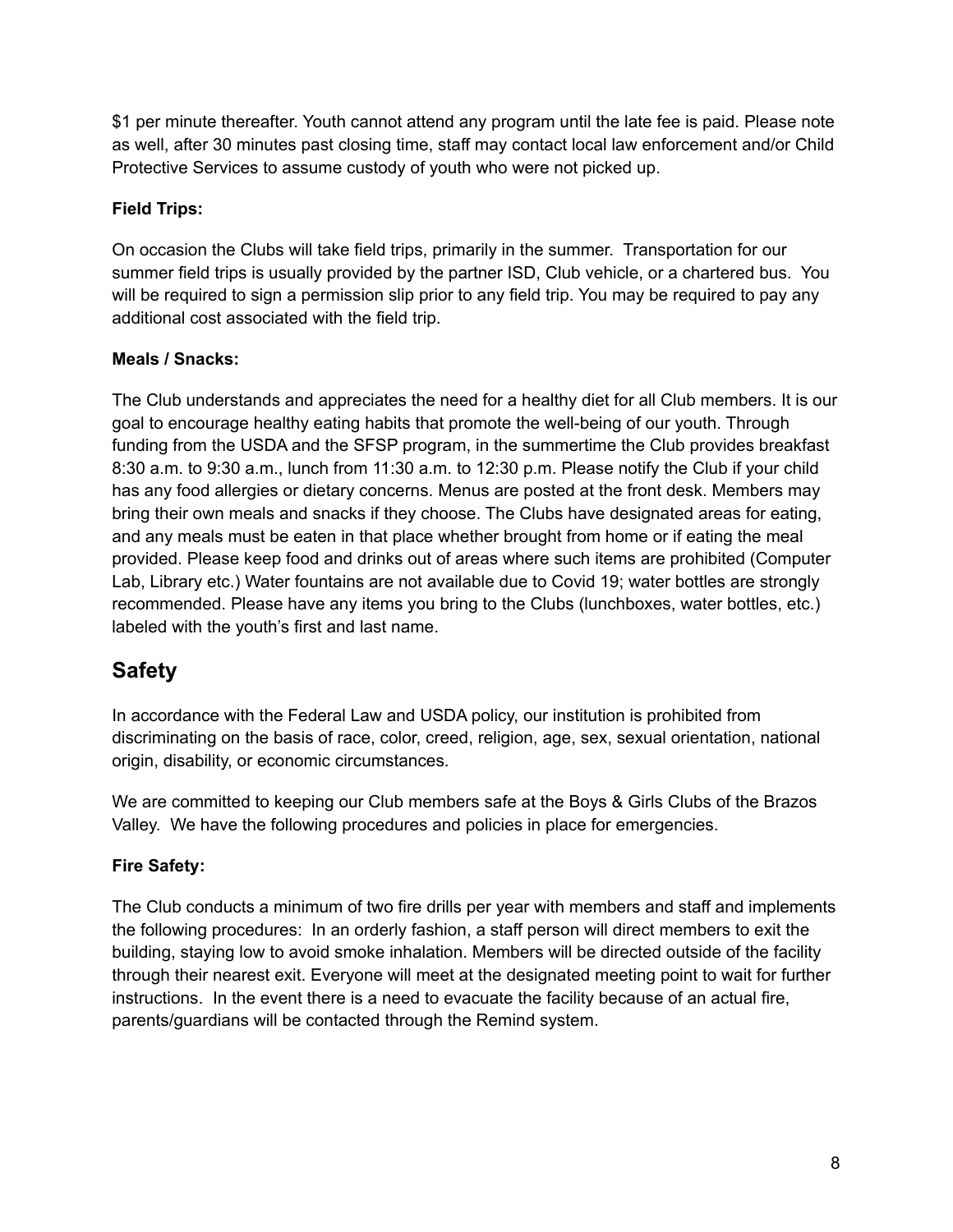$1 per minute thereafter. Youth cannot attend any program until the late fee is paid. Please note as well, after 30 minutes past closing time, staff may contact local law enforcement and/or Child Protective Services to assume custody of youth who were not picked up.

**Field Trips:**

On occasion the Clubs will take field trips, primarily in the summer. Transportation for our summer field trips is usually provided by the partner ISD, Club vehicle, or a chartered bus. You will be required to sign a permission slip prior to any field trip. You may be required to pay any additional cost associated with the field trip.

**Meals / Snacks:**

The Club understands and appreciates the need for a healthy diet for all Club members. It is our goal to encourage healthy eating habits that promote the well-being of our youth. Through funding from the USDA and the SFSP program, in the summertime the Club provides breakfast 8:30 a.m. to 9:30 a.m., lunch from 11:30 a.m. to 12:30 p.m. Please notify the Club if your child has any food allergies or dietary concerns. Menus are posted at the front desk. Members may bring their own meals and snacks if they choose. The Clubs have designated areas for eating, and any meals must be eaten in that place whether brought from home or if eating the meal provided. Please keep food and drinks out of areas where such items are prohibited (Computer Lab, Library etc.) Water fountains are not available due to Covid 19; water bottles are strongly recommended. Please have any items you bring to the Clubs (lunchboxes, water bottles, etc.) labeled with the youth's first and last name.

## Safety

In accordance with the Federal Law and USDA policy, our institution is prohibited from discriminating on the basis of race, color, creed, religion, age, sex, sexual orientation, national origin, disability, or economic circumstances.

We are committed to keeping our Club members safe at the Boys & Girls Clubs of the Brazos Valley. We have the following procedures and policies in place for emergencies.

**Fire Safety:**

The Club conducts a minimum of two fire drills per year with members and staff and implements the following procedures: In an orderly fashion, a staff person will direct members to exit the building, staying low to avoid smoke inhalation. Members will be directed outside of the facility through their nearest exit. Everyone will meet at the designated meeting point to wait for further instructions. In the event there is a need to evacuate the facility because of an actual fire, parents/guardians will be contacted through the Remind system.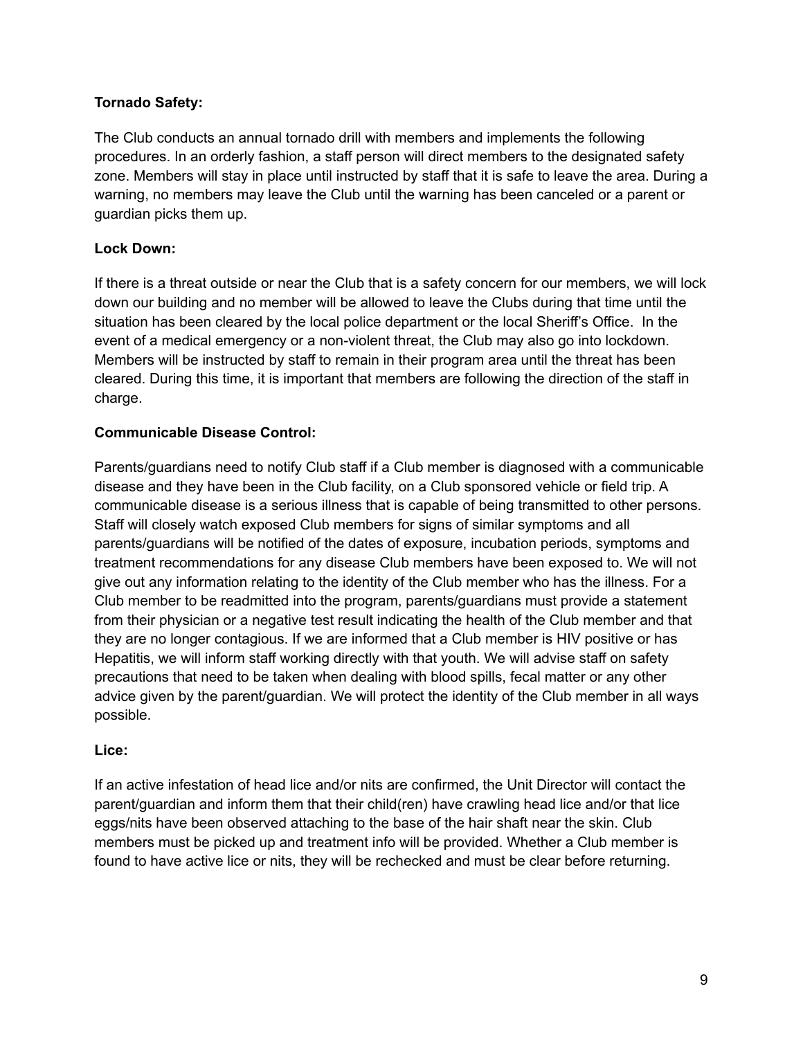**Tornado Safety:**

The Club conducts an annual tornado drill with members and implements the following procedures. In an orderly fashion, a staff person will direct members to the designated safety zone. Members will stay in place until instructed by staff that it is safe to leave the area. During a warning, no members may leave the Club until the warning has been canceled or a parent or guardian picks them up.

**Lock Down:**

If there is a threat outside or near the Club that is a safety concern for our members, we will lock down our building and no member will be allowed to leave the Clubs during that time until the situation has been cleared by the local police department or the local Sheriff's Office. In the event of a medical emergency or a non-violent threat, the Club may also go into lockdown. Members will be instructed by staff to remain in their program area until the threat has been cleared. During this time, it is important that members are following the direction of the staff in charge.

**Communicable Disease Control:**

Parents/guardians need to notify Club staff if a Club member is diagnosed with a communicable disease and they have been in the Club facility, on a Club sponsored vehicle or field trip. A communicable disease is a serious illness that is capable of being transmitted to other persons. Staff will closely watch exposed Club members for signs of similar symptoms and all parents/guardians will be notified of the dates of exposure, incubation periods, symptoms and treatment recommendations for any disease Club members have been exposed to. We will not give out any information relating to the identity of the Club member who has the illness. For a Club member to be readmitted into the program, parents/guardians must provide a statement from their physician or a negative test result indicating the health of the Club member and that they are no longer contagious. If we are informed that a Club member is HIV positive or has Hepatitis, we will inform staff working directly with that youth. We will advise staff on safety precautions that need to be taken when dealing with blood spills, fecal matter or any other advice given by the parent/guardian. We will protect the identity of the Club member in all ways possible.

**Lice:**

If an active infestation of head lice and/or nits are confirmed, the Unit Director will contact the parent/guardian and inform them that their child(ren) have crawling head lice and/or that lice eggs/nits have been observed attaching to the base of the hair shaft near the skin. Club members must be picked up and treatment info will be provided. Whether a Club member is found to have active lice or nits, they will be rechecked and must be clear before returning.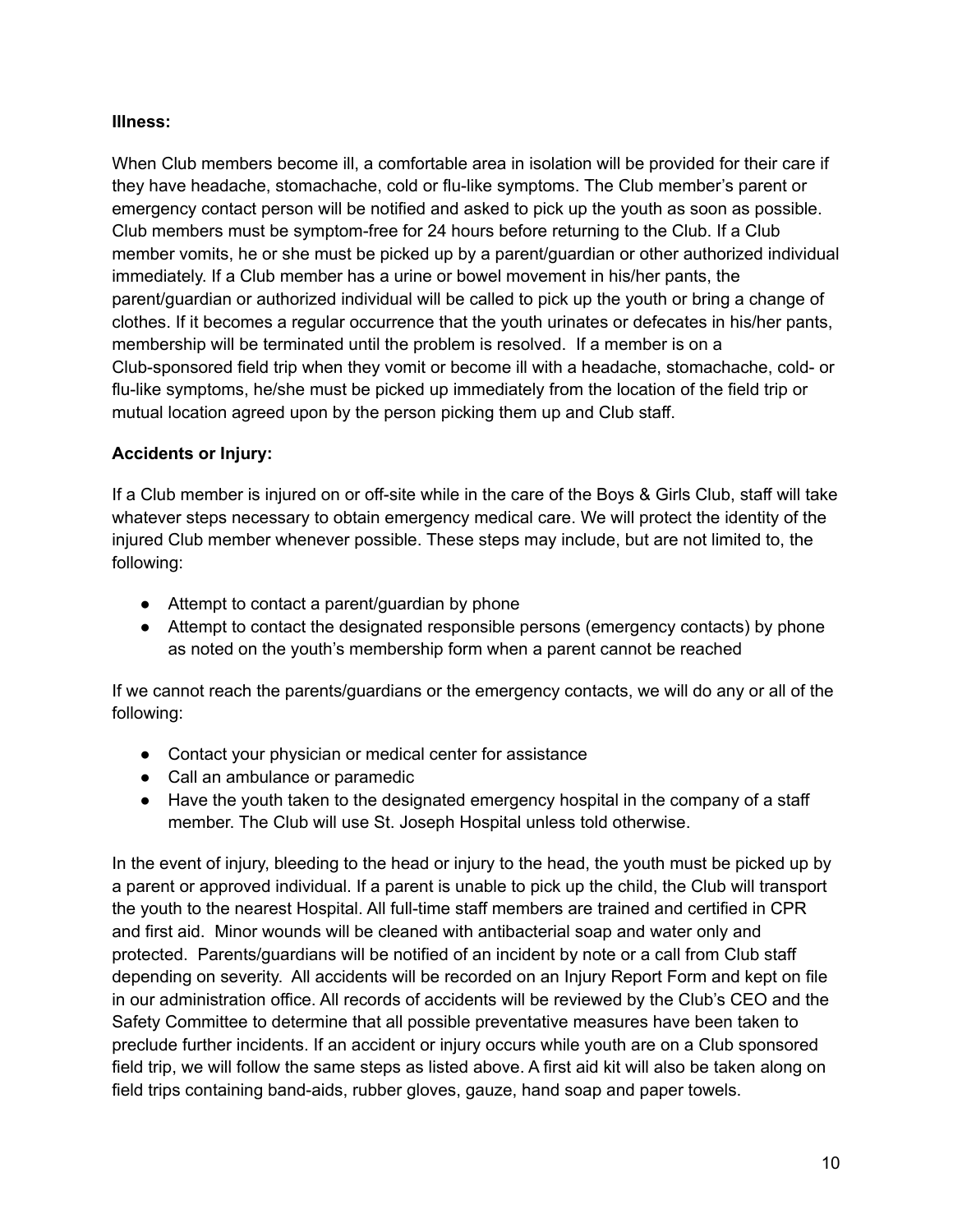**Illness:**

When Club members become ill, a comfortable area in isolation will be provided for their care if they have headache, stomachache, cold or flu-like symptoms. The Club member's parent or emergency contact person will be notified and asked to pick up the youth as soon as possible. Club members must be symptom-free for 24 hours before returning to the Club. If a Club member vomits, he or she must be picked up by a parent/guardian or other authorized individual immediately. If a Club member has a urine or bowel movement in his/her pants, the parent/guardian or authorized individual will be called to pick up the youth or bring a change of clothes. If it becomes a regular occurrence that the youth urinates or defecates in his/her pants, membership will be terminated until the problem is resolved. If a member is on a Club-sponsored field trip when they vomit or become ill with a headache, stomachache, cold- or flu-like symptoms, he/she must be picked up immediately from the location of the field trip or mutual location agreed upon by the person picking them up and Club staff.

**Accidents or Injury:**

If a Club member is injured on or off-site while in the care of the Boys & Girls Club, staff will take whatever steps necessary to obtain emergency medical care. We will protect the identity of the injured Club member whenever possible. These steps may include, but are not limited to, the following:

- Attempt to contact a parent/guardian by phone
- Attempt to contact the designated responsible persons (emergency contacts) by phone as noted on the youth's membership form when a parent cannot be reached

If we cannot reach the parents/guardians or the emergency contacts, we will do any or all of the following:

- Contact your physician or medical center for assistance
- Call an ambulance or paramedic
- Have the youth taken to the designated emergency hospital in the company of a staff member. The Club will use St. Joseph Hospital unless told otherwise.

In the event of injury, bleeding to the head or injury to the head, the youth must be picked up by a parent or approved individual. If a parent is unable to pick up the child, the Club will transport the youth to the nearest Hospital. All full-time staff members are trained and certified in CPR and first aid. Minor wounds will be cleaned with antibacterial soap and water only and protected. Parents/guardians will be notified of an incident by note or a call from Club staff depending on severity. All accidents will be recorded on an Injury Report Form and kept on file in our administration office. All records of accidents will be reviewed by the Club's CEO and the Safety Committee to determine that all possible preventative measures have been taken to preclude further incidents. If an accident or injury occurs while youth are on a Club sponsored field trip, we will follow the same steps as listed above. A first aid kit will also be taken along on field trips containing band-aids, rubber gloves, gauze, hand soap and paper towels.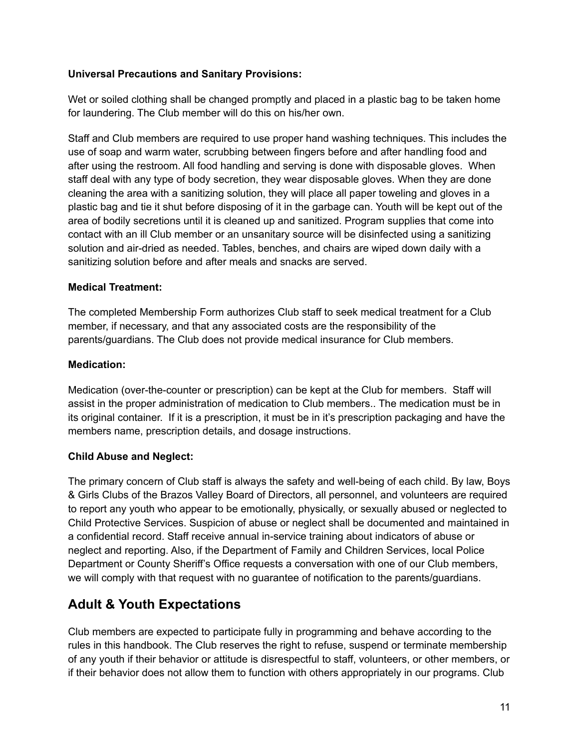**Universal Precautions and Sanitary Provisions:**

Wet or soiled clothing shall be changed promptly and placed in a plastic bag to be taken home for laundering. The Club member will do this on his/her own.

Staff and Club members are required to use proper hand washing techniques. This includes the use of soap and warm water, scrubbing between fingers before and after handling food and after using the restroom. All food handling and serving is done with disposable gloves. When staff deal with any type of body secretion, they wear disposable gloves. When they are done cleaning the area with a sanitizing solution, they will place all paper toweling and gloves in a plastic bag and tie it shut before disposing of it in the garbage can. Youth will be kept out of the area of bodily secretions until it is cleaned up and sanitized. Program supplies that come into contact with an ill Club member or an unsanitary source will be disinfected using a sanitizing solution and air-dried as needed. Tables, benches, and chairs are wiped down daily with a sanitizing solution before and after meals and snacks are served.

**Medical Treatment:**

The completed Membership Form authorizes Club staff to seek medical treatment for a Club member, if necessary, and that any associated costs are the responsibility of the parents/guardians. The Club does not provide medical insurance for Club members.

**Medication:**

Medication (over-the-counter or prescription) can be kept at the Club for members. Staff will assist in the proper administration of medication to Club members.. The medication must be in its original container. If it is a prescription, it must be in it's prescription packaging and have the members name, prescription details, and dosage instructions.

**Child Abuse and Neglect:**

The primary concern of Club staff is always the safety and well-being of each child. By law, Boys & Girls Clubs of the Brazos Valley Board of Directors, all personnel, and volunteers are required to report any youth who appear to be emotionally, physically, or sexually abused or neglected to Child Protective Services. Suspicion of abuse or neglect shall be documented and maintained in a confidential record. Staff receive annual in-service training about indicators of abuse or neglect and reporting. Also, if the Department of Family and Children Services, local Police Department or County Sheriff's Office requests a conversation with one of our Club members, we will comply with that request with no guarantee of notification to the parents/guardians.

## Adult & Youth Expectations

Club members are expected to participate fully in programming and behave according to the rules in this handbook. The Club reserves the right to refuse, suspend or terminate membership of any youth if their behavior or attitude is disrespectful to staff, volunteers, or other members, or if their behavior does not allow them to function with others appropriately in our programs. Club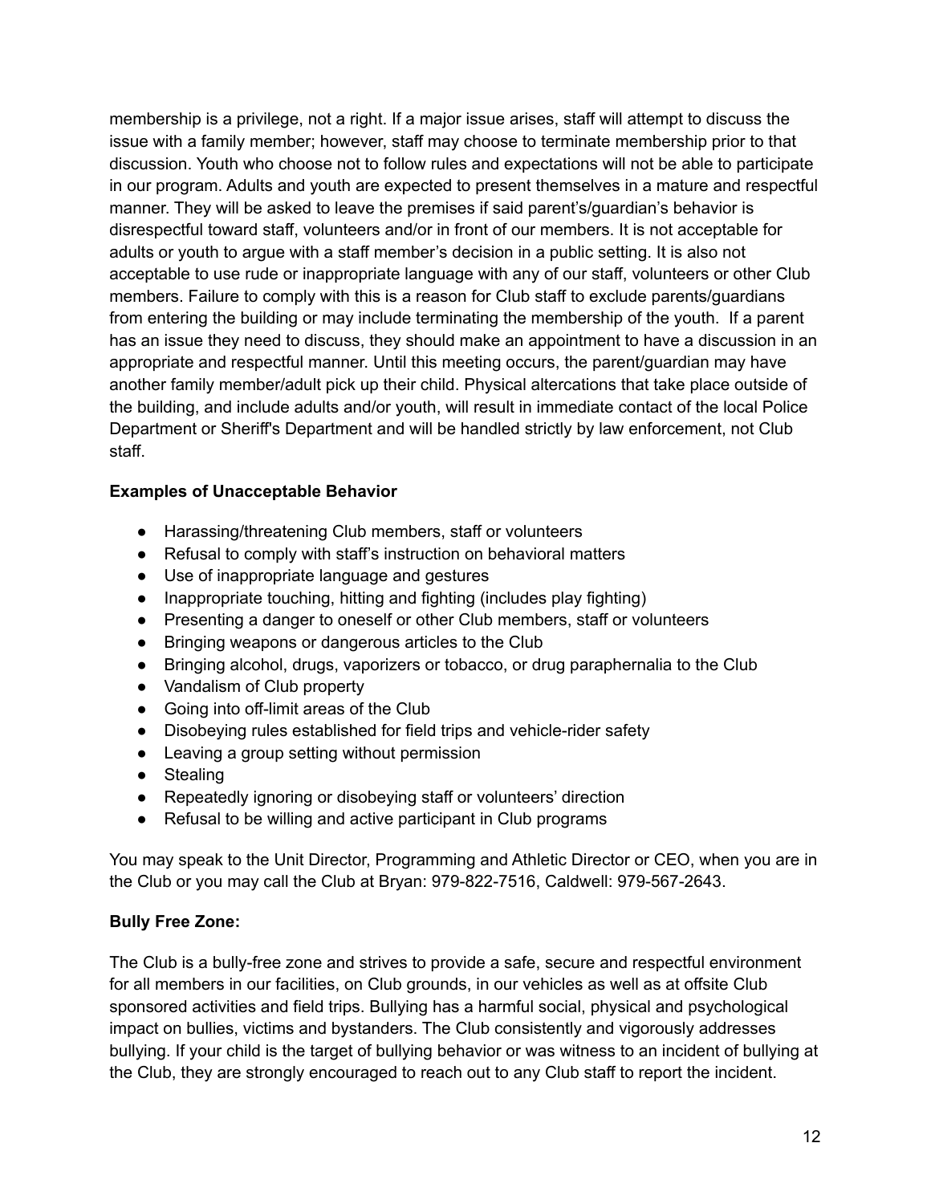membership is a privilege, not a right. If a major issue arises, staff will attempt to discuss the issue with a family member; however, staff may choose to terminate membership prior to that discussion. Youth who choose not to follow rules and expectations will not be able to participate in our program. Adults and youth are expected to present themselves in a mature and respectful manner. They will be asked to leave the premises if said parent's/guardian's behavior is disrespectful toward staff, volunteers and/or in front of our members. It is not acceptable for adults or youth to argue with a staff member's decision in a public setting. It is also not acceptable to use rude or inappropriate language with any of our staff, volunteers or other Club members. Failure to comply with this is a reason for Club staff to exclude parents/guardians from entering the building or may include terminating the membership of the youth. If a parent has an issue they need to discuss, they should make an appointment to have a discussion in an appropriate and respectful manner. Until this meeting occurs, the parent/guardian may have another family member/adult pick up their child. Physical altercations that take place outside of the building, and include adults and/or youth, will result in immediate contact of the local Police Department or Sheriff's Department and will be handled strictly by law enforcement, not Club staff.

**Examples of Unacceptable Behavior**

- Harassing/threatening Club members, staff or volunteers
- Refusal to comply with staff's instruction on behavioral matters
- Use of inappropriate language and gestures
- Inappropriate touching, hitting and fighting (includes play fighting)
- Presenting a danger to oneself or other Club members, staff or volunteers
- Bringing weapons or dangerous articles to the Club
- Bringing alcohol, drugs, vaporizers or tobacco, or drug paraphernalia to the Club
- Vandalism of Club property
- Going into off-limit areas of the Club
- Disobeying rules established for field trips and vehicle-rider safety
- Leaving a group setting without permission
- Stealing
- Repeatedly ignoring or disobeying staff or volunteers' direction
- Refusal to be willing and active participant in Club programs

You may speak to the Unit Director, Programming and Athletic Director or CEO, when you are in the Club or you may call the Club at Bryan: 979-822-7516, Caldwell: 979-567-2643.

**Bully Free Zone:**

The Club is a bully-free zone and strives to provide a safe, secure and respectful environment for all members in our facilities, on Club grounds, in our vehicles as well as at offsite Club sponsored activities and field trips. Bullying has a harmful social, physical and psychological impact on bullies, victims and bystanders. The Club consistently and vigorously addresses bullying. If your child is the target of bullying behavior or was witness to an incident of bullying at the Club, they are strongly encouraged to reach out to any Club staff to report the incident.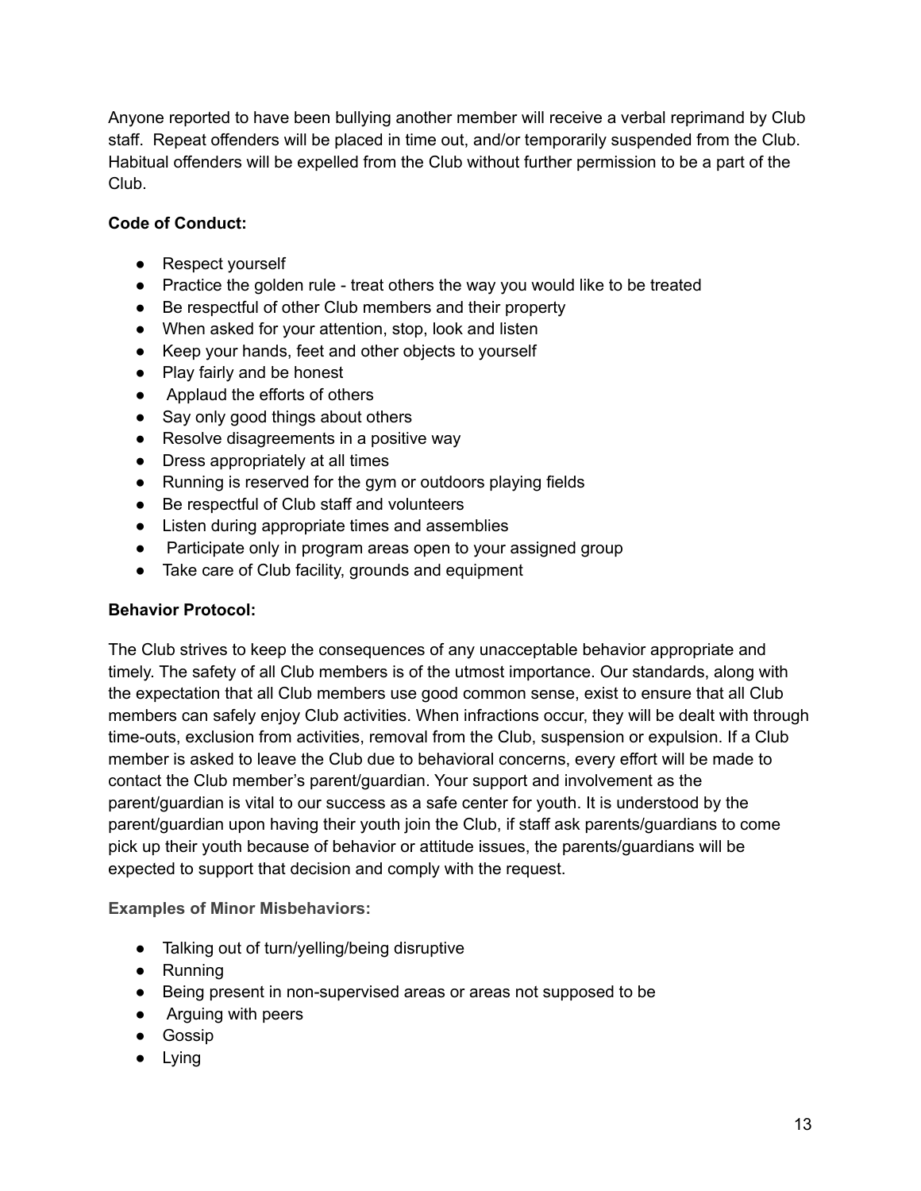Anyone reported to have been bullying another member will receive a verbal reprimand by Club staff. Repeat offenders will be placed in time out, and/or temporarily suspended from the Club. Habitual offenders will be expelled from the Club without further permission to be a part of the Club.

**Code of Conduct:**

- Respect yourself
- Practice the golden rule - treat others the way you would like to be treated
- Be respectful of other Club members and their property
- When asked for your attention, stop, look and listen
- Keep your hands, feet and other objects to yourself
- Play fairly and be honest
- Applaud the efforts of others
- Say only good things about others
- Resolve disagreements in a positive way
- Dress appropriately at all times
- Running is reserved for the gym or outdoors playing fields
- Be respectful of Club staff and volunteers
- Listen during appropriate times and assemblies
- Participate only in program areas open to your assigned group
- Take care of Club facility, grounds and equipment

**Behavior Protocol:**

The Club strives to keep the consequences of any unacceptable behavior appropriate and timely. The safety of all Club members is of the utmost importance. Our standards, along with the expectation that all Club members use good common sense, exist to ensure that all Club members can safely enjoy Club activities. When infractions occur, they will be dealt with through time-outs, exclusion from activities, removal from the Club, suspension or expulsion. If a Club member is asked to leave the Club due to behavioral concerns, every effort will be made to contact the Club member's parent/guardian. Your support and involvement as the parent/guardian is vital to our success as a safe center for youth. It is understood by the parent/guardian upon having their youth join the Club, if staff ask parents/guardians to come pick up their youth because of behavior or attitude issues, the parents/guardians will be expected to support that decision and comply with the request.

**Examples of Minor Misbehaviors:**

- Talking out of turn/yelling/being disruptive
- Running
- Being present in non-supervised areas or areas not supposed to be
- Arguing with peers
- Gossip
- Lying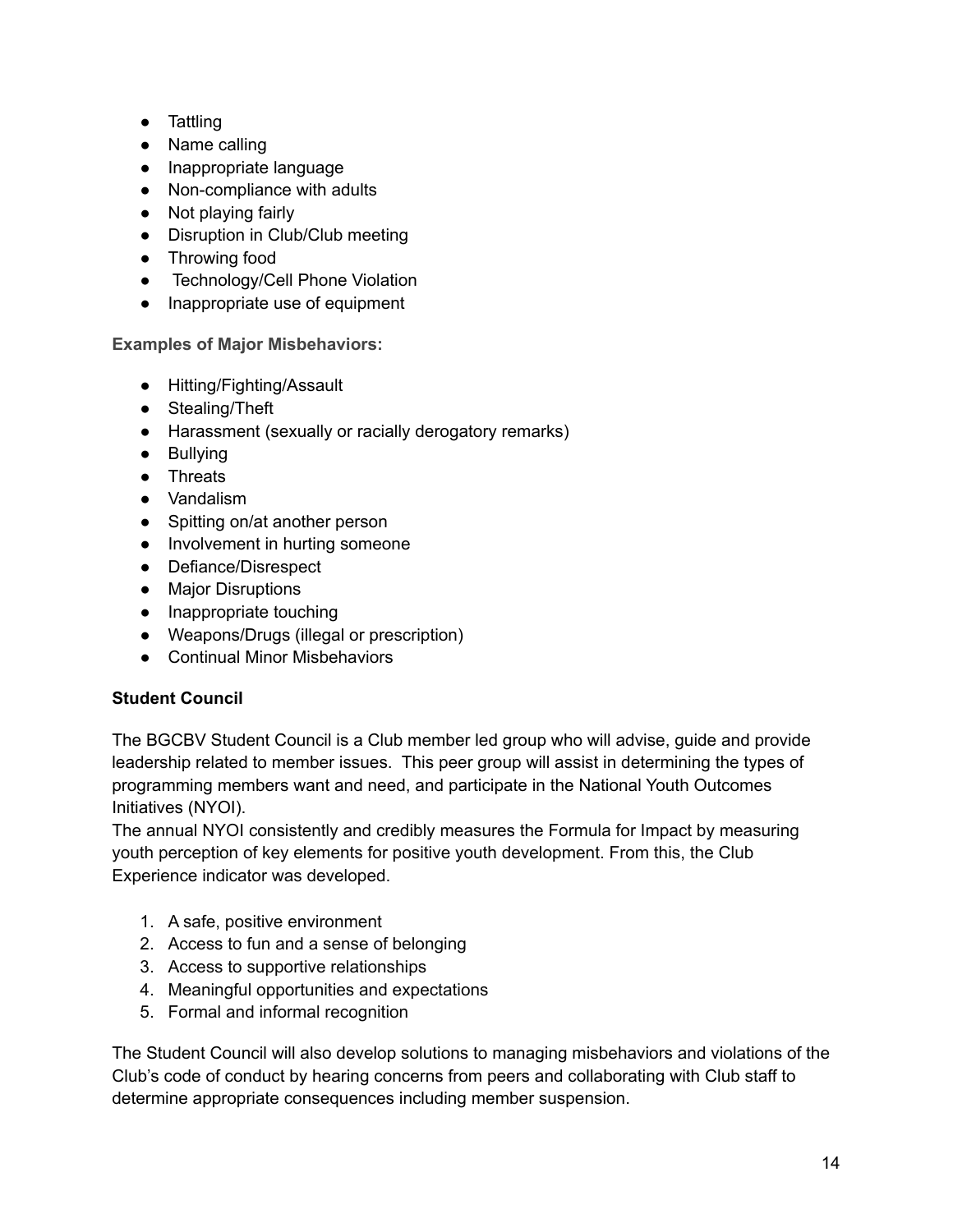- Tattling
- Name calling
- Inappropriate language
- Non-compliance with adults
- Not playing fairly
- Disruption in Club/Club meeting
- Throwing food
- Technology/Cell Phone Violation
- Inappropriate use of equipment

**Examples of Major Misbehaviors:**

- Hitting/Fighting/Assault
- Stealing/Theft
- Harassment (sexually or racially derogatory remarks)
- Bullying
- Threats
- Vandalism
- Spitting on/at another person
- Involvement in hurting someone
- Defiance/Disrespect
- Major Disruptions
- Inappropriate touching
- Weapons/Drugs (illegal or prescription)
- Continual Minor Misbehaviors

**Student Council**

The BGCBV Student Council is a Club member led group who will advise, guide and provide leadership related to member issues. This peer group will assist in determining the types of programming members want and need, and participate in the National Youth Outcomes Initiatives (NYOI).
The annual NYOI consistently and credibly measures the Formula for Impact by measuring youth perception of key elements for positive youth development. From this, the Club Experience indicator was developed.

1. A safe, positive environment
2. Access to fun and a sense of belonging
3. Access to supportive relationships
4. Meaningful opportunities and expectations
5. Formal and informal recognition

The Student Council will also develop solutions to managing misbehaviors and violations of the Club's code of conduct by hearing concerns from peers and collaborating with Club staff to determine appropriate consequences including member suspension.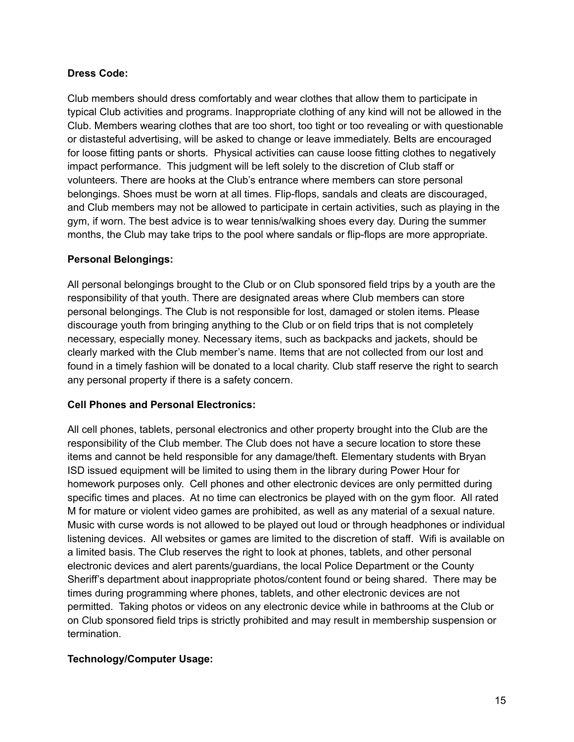**Dress Code:**

Club members should dress comfortably and wear clothes that allow them to participate in typical Club activities and programs. Inappropriate clothing of any kind will not be allowed in the Club. Members wearing clothes that are too short, too tight or too revealing or with questionable or distasteful advertising, will be asked to change or leave immediately. Belts are encouraged for loose fitting pants or shorts. Physical activities can cause loose fitting clothes to negatively impact performance. This judgment will be left solely to the discretion of Club staff or volunteers. There are hooks at the Club's entrance where members can store personal belongings. Shoes must be worn at all times. Flip-flops, sandals and cleats are discouraged, and Club members may not be allowed to participate in certain activities, such as playing in the gym, if worn. The best advice is to wear tennis/walking shoes every day. During the summer months, the Club may take trips to the pool where sandals or flip-flops are more appropriate.

**Personal Belongings:**

All personal belongings brought to the Club or on Club sponsored field trips by a youth are the responsibility of that youth. There are designated areas where Club members can store personal belongings. The Club is not responsible for lost, damaged or stolen items. Please discourage youth from bringing anything to the Club or on field trips that is not completely necessary, especially money. Necessary items, such as backpacks and jackets, should be clearly marked with the Club member's name. Items that are not collected from our lost and found in a timely fashion will be donated to a local charity. Club staff reserve the right to search any personal property if there is a safety concern.

**Cell Phones and Personal Electronics:**

All cell phones, tablets, personal electronics and other property brought into the Club are the responsibility of the Club member. The Club does not have a secure location to store these items and cannot be held responsible for any damage/theft. Elementary students with Bryan ISD issued equipment will be limited to using them in the library during Power Hour for homework purposes only. Cell phones and other electronic devices are only permitted during specific times and places. At no time can electronics be played with on the gym floor. All rated M for mature or violent video games are prohibited, as well as any material of a sexual nature. Music with curse words is not allowed to be played out loud or through headphones or individual listening devices. All websites or games are limited to the discretion of staff. Wifi is available on a limited basis. The Club reserves the right to look at phones, tablets, and other personal electronic devices and alert parents/guardians, the local Police Department or the County Sheriff's department about inappropriate photos/content found or being shared. There may be times during programming where phones, tablets, and other electronic devices are not permitted. Taking photos or videos on any electronic device while in bathrooms at the Club or on Club sponsored field trips is strictly prohibited and may result in membership suspension or termination.

**Technology/Computer Usage:**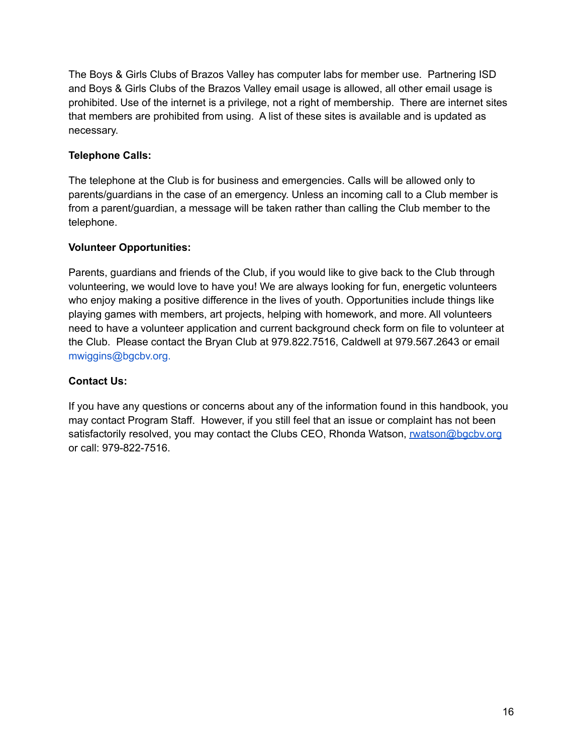The Boys & Girls Clubs of Brazos Valley has computer labs for member use. Partnering ISD and Boys & Girls Clubs of the Brazos Valley email usage is allowed, all other email usage is prohibited. Use of the internet is a privilege, not a right of membership. There are internet sites that members are prohibited from using. A list of these sites is available and is updated as necessary.

**Telephone Calls:**

The telephone at the Club is for business and emergencies. Calls will be allowed only to parents/guardians in the case of an emergency. Unless an incoming call to a Club member is from a parent/guardian, a message will be taken rather than calling the Club member to the telephone.

**Volunteer Opportunities:**

Parents, guardians and friends of the Club, if you would like to give back to the Club through volunteering, we would love to have you! We are always looking for fun, energetic volunteers who enjoy making a positive difference in the lives of youth. Opportunities include things like playing games with members, art projects, helping with homework, and more. All volunteers need to have a volunteer application and current background check form on file to volunteer at the Club. Please contact the Bryan Club at 979.822.7516, Caldwell at 979.567.2643 or email mwiggins@bgcbv.org.

**Contact Us:**

If you have any questions or concerns about any of the information found in this handbook, you may contact Program Staff. However, if you still feel that an issue or complaint has not been satisfactorily resolved, you may contact the Clubs CEO, Rhonda Watson, rwatson@bgcbv.org or call: 979-822-7516.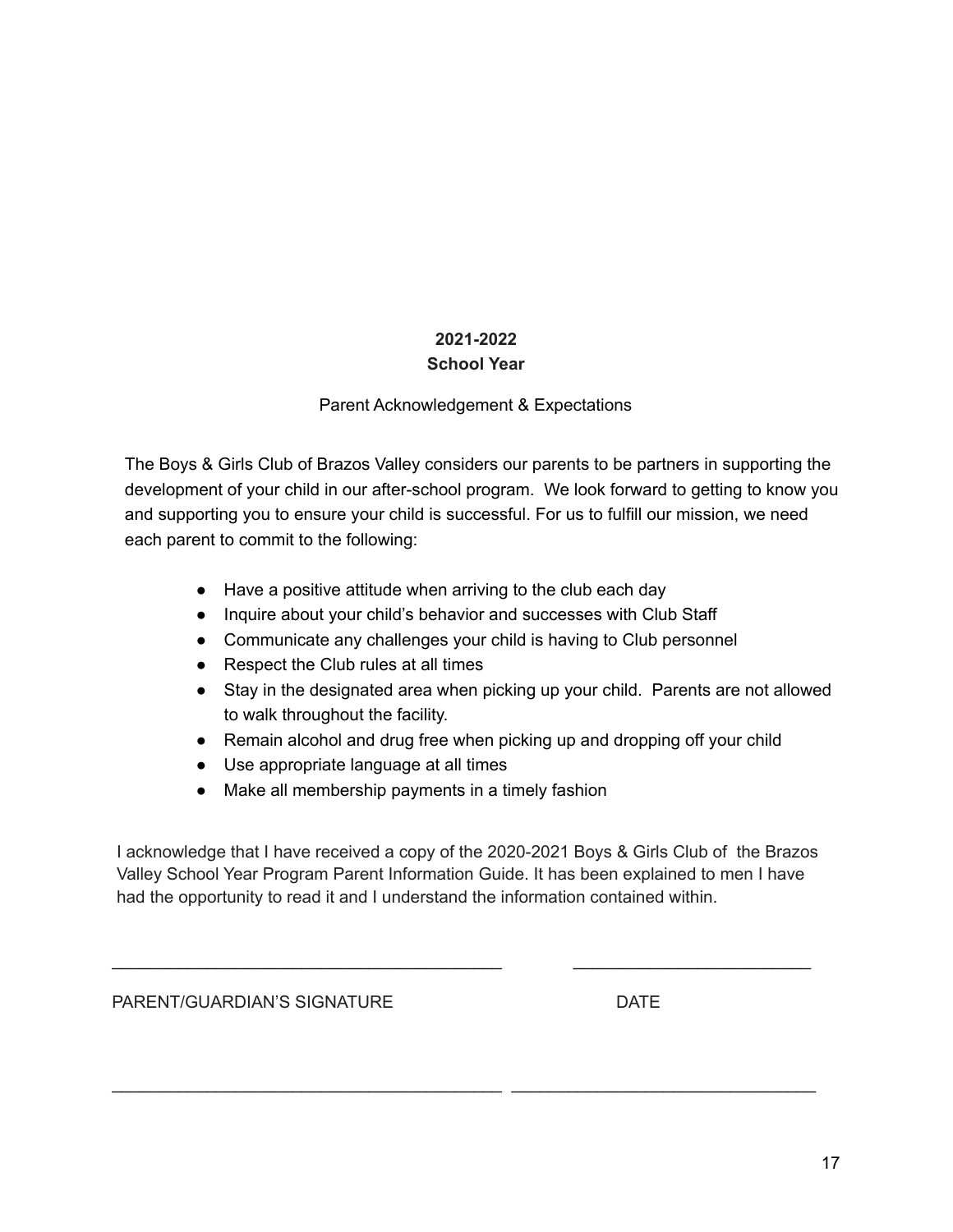**2021-2022**
**School Year**

Parent Acknowledgement & Expectations

The Boys & Girls Club of Brazos Valley considers our parents to be partners in supporting the development of your child in our after-school program. We look forward to getting to know you and supporting you to ensure your child is successful. For us to fulfill our mission, we need each parent to commit to the following:

- Have a positive attitude when arriving to the club each day
- Inquire about your child's behavior and successes with Club Staff
- Communicate any challenges your child is having to Club personnel
- Respect the Club rules at all times
- Stay in the designated area when picking up your child. Parents are not allowed to walk throughout the facility.
- Remain alcohol and drug free when picking up and dropping off your child
- Use appropriate language at all times
- Make all membership payments in a timely fashion

I acknowledge that I have received a copy of the 2020-2021 Boys & Girls Club of the Brazos Valley School Year Program Parent Information Guide. It has been explained to men I have had the opportunity to read it and I understand the information contained within.

\_\_\_\_\_\_\_\_\_\_\_\_\_\_\_\_\_\_\_\_\_\_\_\_\_\_\_\_\_\_\_\_\_\_\_\_\_\_\_\_ \_\_\_\_\_\_\_\_\_\_\_\_\_\_\_\_\_\_\_\_\_\_\_\_\_\_

PARENT/GUARDIAN'S SIGNATURE DATE

\_\_\_\_\_\_\_\_\_\_\_\_\_\_\_\_\_\_\_\_\_\_\_\_\_\_\_\_\_\_\_\_\_\_\_\_\_\_\_\_ \_\_\_\_\_\_\_\_\_\_\_\_\_\_\_\_\_\_\_\_\_\_\_\_\_\_\_\_\_\_\_\_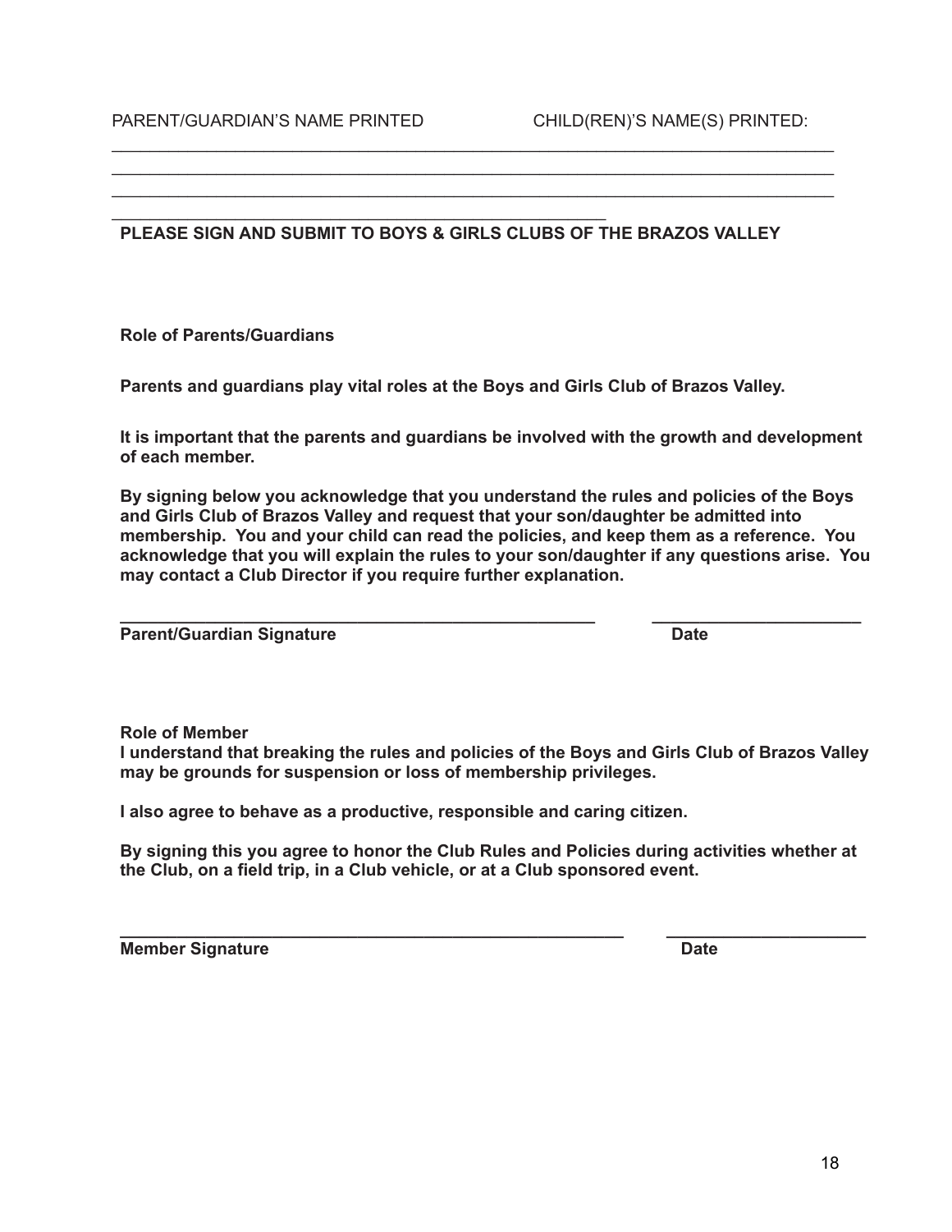PARENT/GUARDIAN'S NAME PRINTED CHILD(REN)'S NAME(S) PRINTED:

\_\_\_\_\_\_\_\_\_\_\_\_\_\_\_\_\_\_\_\_\_\_\_\_\_\_\_\_\_\_\_\_\_\_\_\_\_\_\_\_\_\_\_\_\_\_\_\_\_\_\_\_\_\_\_\_\_\_\_\_\_\_\_\_\_\_\_\_\_\_\_\_
\_\_\_\_\_\_\_\_\_\_\_\_\_\_\_\_\_\_\_\_\_\_\_\_\_\_\_\_\_\_\_\_\_\_\_\_\_\_\_\_\_\_\_\_\_\_\_\_\_\_\_\_\_\_\_\_\_\_\_\_\_\_\_\_\_\_\_\_\_\_\_\_
\_\_\_\_\_\_\_\_\_\_\_\_\_\_\_\_\_\_\_\_\_\_\_\_\_\_\_\_\_\_\_\_\_\_\_\_\_\_\_\_\_\_\_\_\_\_\_\_\_\_\_\_\_\_\_\_\_\_\_\_\_\_\_\_\_\_\_\_\_\_\_\_
\_\_\_\_\_\_\_\_\_\_\_\_\_\_\_\_\_\_\_\_\_\_\_\_\_\_\_\_\_\_\_\_\_\_\_\_\_\_\_\_\_\_\_\_\_\_\_\_\_\_\_\_\_\_

**PLEASE SIGN AND SUBMIT TO BOYS & GIRLS CLUBS OF THE BRAZOS VALLEY**

**Role of Parents/Guardians**

**Parents and guardians play vital roles at the Boys and Girls Club of Brazos Valley.**

**It is important that the parents and guardians be involved with the growth and development of each member.**

**By signing below you acknowledge that you understand the rules and policies of the Boys and Girls Club of Brazos Valley and request that your son/daughter be admitted into membership. You and your child can read the policies, and keep them as a reference. You acknowledge that you will explain the rules to your son/daughter if any questions arise. You may contact a Club Director if you require further explanation.**

\_\_\_\_\_\_\_\_\_\_\_\_\_\_\_\_\_\_\_\_\_\_\_\_\_\_\_\_\_\_\_\_\_\_\_\_\_\_\_\_\_\_\_\_\_\_\_\_ \_\_\_\_\_\_\_\_\_\_\_\_\_\_\_\_\_\_\_\_\_\_
**Parent/Guardian Signature** **Date**

**Role of Member**
**I understand that breaking the rules and policies of the Boys and Girls Club of Brazos Valley may be grounds for suspension or loss of membership privileges.**

**I also agree to behave as a productive, responsible and caring citizen.**

**By signing this you agree to honor the Club Rules and Policies during activities whether at the Club, on a field trip, in a Club vehicle, or at a Club sponsored event.**

\_\_\_\_\_\_\_\_\_\_\_\_\_\_\_\_\_\_\_\_\_\_\_\_\_\_\_\_\_\_\_\_\_\_\_\_\_\_\_\_\_\_\_\_\_\_\_\_\_\_ \_\_\_\_\_\_\_\_\_\_\_\_\_\_\_\_\_\_\_\_\_\_
**Member Signature** **Date**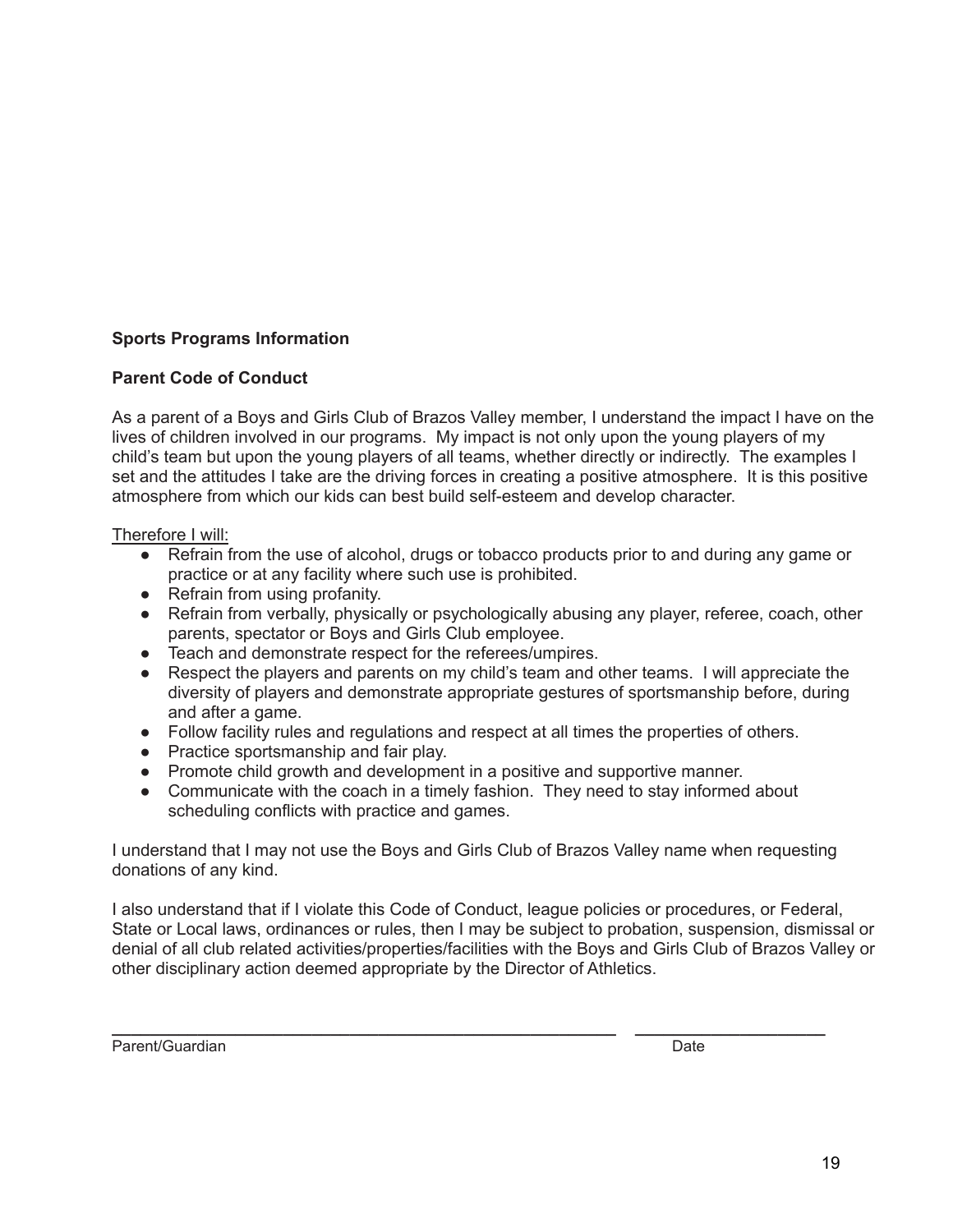**Sports Programs Information**

**Parent Code of Conduct**

As a parent of a Boys and Girls Club of Brazos Valley member, I understand the impact I have on the lives of children involved in our programs. My impact is not only upon the young players of my child's team but upon the young players of all teams, whether directly or indirectly. The examples I set and the attitudes I take are the driving forces in creating a positive atmosphere. It is this positive atmosphere from which our kids can best build self-esteem and develop character.

<u>Therefore I will:</u>

- Refrain from the use of alcohol, drugs or tobacco products prior to and during any game or practice or at any facility where such use is prohibited.
- Refrain from using profanity.
- Refrain from verbally, physically or psychologically abusing any player, referee, coach, other parents, spectator or Boys and Girls Club employee.
- Teach and demonstrate respect for the referees/umpires.
- Respect the players and parents on my child's team and other teams. I will appreciate the diversity of players and demonstrate appropriate gestures of sportsmanship before, during and after a game.
- Follow facility rules and regulations and respect at all times the properties of others.
- Practice sportsmanship and fair play.
- Promote child growth and development in a positive and supportive manner.
- Communicate with the coach in a timely fashion. They need to stay informed about scheduling conflicts with practice and games.

I understand that I may not use the Boys and Girls Club of Brazos Valley name when requesting donations of any kind.

I also understand that if I violate this Code of Conduct, league policies or procedures, or Federal, State or Local laws, ordinances or rules, then I may be subject to probation, suspension, dismissal or denial of all club related activities/properties/facilities with the Boys and Girls Club of Brazos Valley or other disciplinary action deemed appropriate by the Director of Athletics.

\_\_\_\_\_\_\_\_\_\_\_\_\_\_\_\_\_\_\_\_\_\_\_\_\_\_\_\_\_\_\_\_\_\_\_\_\_\_\_\_\_\_\_\_ \_\_\_\_\_\_\_\_\_\_\_\_\_\_\_\_\_\_

Parent/Guardian Date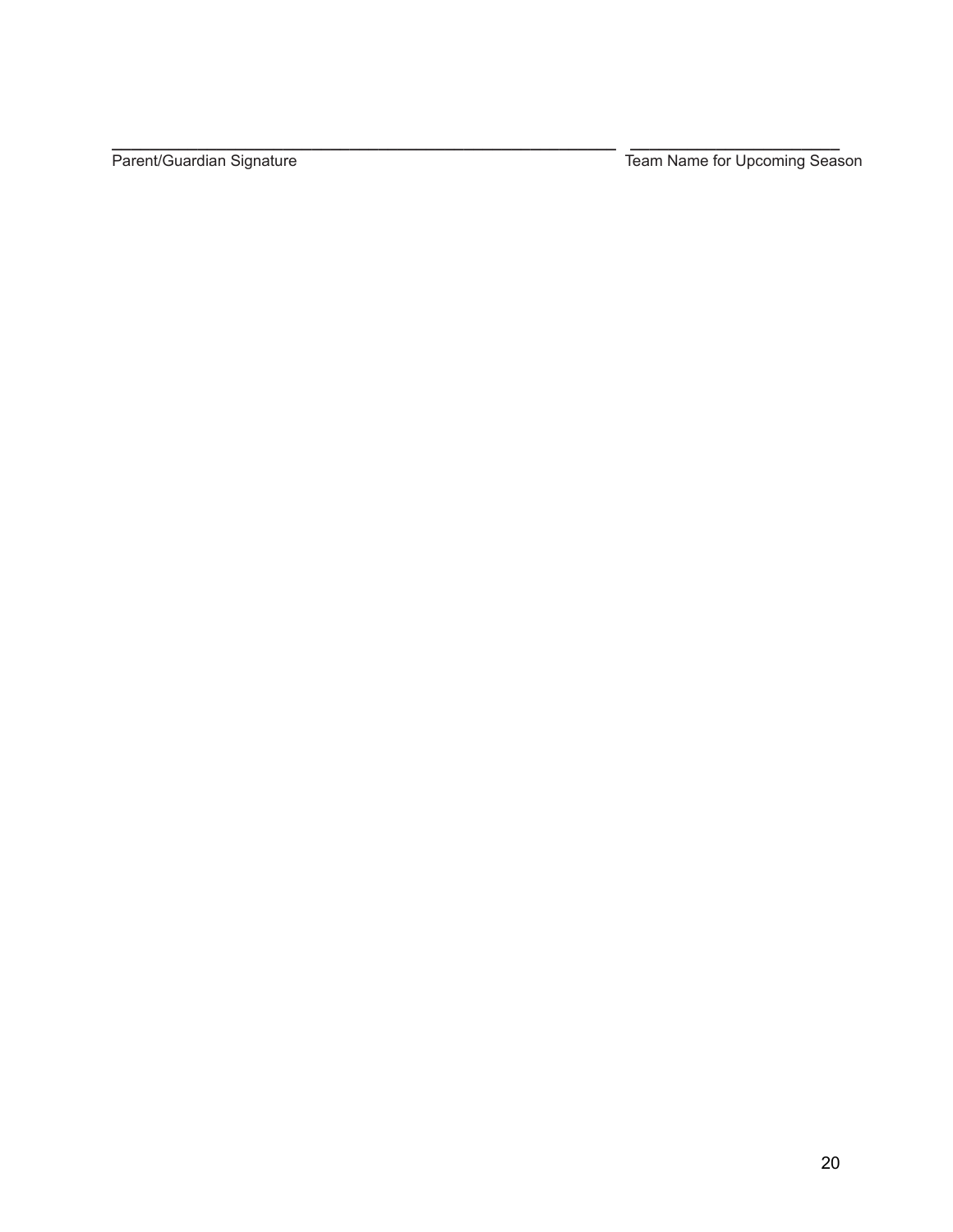\_\_\_\_\_\_\_\_\_\_\_\_\_\_\_\_\_\_\_\_\_\_\_\_\_\_\_\_\_\_\_\_\_\_\_\_\_\_\_\_\_\_\_\_\_\_\_\_\_\_\_\_\_\_ \_\_\_\_\_\_\_\_\_\_\_\_\_\_\_\_\_\_\_\_\_\_\_\_\_\_

Parent/Guardian Signature　　　　　　　　　　　　　　Team Name for Upcoming Season